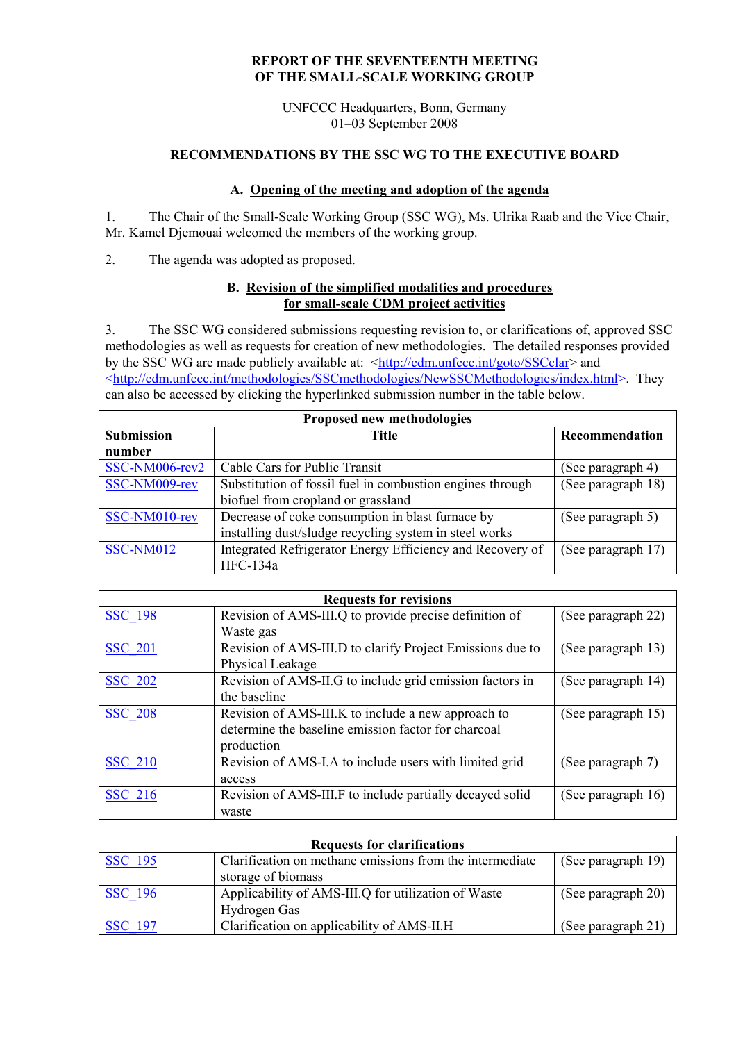# REPORT OF THE SEVENTEENTH MEETING OF THE SMALL-SCALE WORKING GROUP

UNFCCC Headquarters, Bonn, Germany
01–03 September 2008

## RECOMMENDATIONS BY THE SSC WG TO THE EXECUTIVE BOARD

### A. Opening of the meeting and adoption of the agenda

1. The Chair of the Small-Scale Working Group (SSC WG), Ms. Ulrika Raab and the Vice Chair, Mr. Kamel Djemouai welcomed the members of the working group.

2. The agenda was adopted as proposed.

### B. Revision of the simplified modalities and procedures for small-scale CDM project activities

3. The SSC WG considered submissions requesting revision to, or clarifications of, approved SSC methodologies as well as requests for creation of new methodologies. The detailed responses provided by the SSC WG are made publicly available at: <http://cdm.unfccc.int/goto/SSCclar> and <http://cdm.unfccc.int/methodologies/SSCmethodologies/NewSSCMethodologies/index.html>. They can also be accessed by clicking the hyperlinked submission number in the table below.

| Proposed new methodologies | | |
|---|---|---|
| **Submission number** | **Title** | **Recommendation** |
| SSC-NM006-rev2 | Cable Cars for Public Transit | (See paragraph 4) |
| SSC-NM009-rev | Substitution of fossil fuel in combustion engines through biofuel from cropland or grassland | (See paragraph 18) |
| SSC-NM010-rev | Decrease of coke consumption in blast furnace by installing dust/sludge recycling system in steel works | (See paragraph 5) |
| SSC-NM012 | Integrated Refrigerator Energy Efficiency and Recovery of HFC-134a | (See paragraph 17) |

| Requests for revisions | | |
|---|---|---|
| SSC_198 | Revision of AMS-III.Q to provide precise definition of Waste gas | (See paragraph 22) |
| SSC_201 | Revision of AMS-III.D to clarify Project Emissions due to Physical Leakage | (See paragraph 13) |
| SSC_202 | Revision of AMS-II.G to include grid emission factors in the baseline | (See paragraph 14) |
| SSC_208 | Revision of AMS-III.K to include a new approach to determine the baseline emission factor for charcoal production | (See paragraph 15) |
| SSC_210 | Revision of AMS-I.A to include users with limited grid access | (See paragraph 7) |
| SSC_216 | Revision of AMS-III.F to include partially decayed solid waste | (See paragraph 16) |

| Requests for clarifications | | |
|---|---|---|
| SSC_195 | Clarification on methane emissions from the intermediate storage of biomass | (See paragraph 19) |
| SSC_196 | Applicability of AMS-III.Q for utilization of Waste Hydrogen Gas | (See paragraph 20) |
| SSC_197 | Clarification on applicability of AMS-II.H | (See paragraph 21) |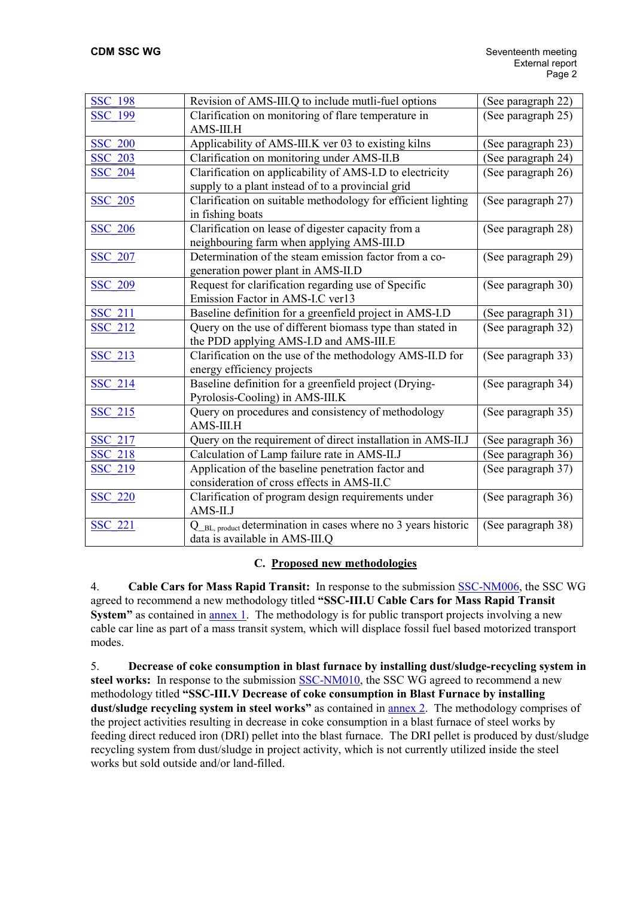| | | |
|---|---|---|
| SSC_198 | Revision of AMS-III.Q to include mutli-fuel options | (See paragraph 22) |
| SSC_199 | Clarification on monitoring of flare temperature in AMS-III.H | (See paragraph 25) |
| SSC_200 | Applicability of AMS-III.K ver 03 to existing kilns | (See paragraph 23) |
| SSC_203 | Clarification on monitoring under AMS-II.B | (See paragraph 24) |
| SSC_204 | Clarification on applicability of AMS-I.D to electricity supply to a plant instead of to a provincial grid | (See paragraph 26) |
| SSC_205 | Clarification on suitable methodology for efficient lighting in fishing boats | (See paragraph 27) |
| SSC_206 | Clarification on lease of digester capacity from a neighbouring farm when applying AMS-III.D | (See paragraph 28) |
| SSC_207 | Determination of the steam emission factor from a co-generation power plant in AMS-II.D | (See paragraph 29) |
| SSC_209 | Request for clarification regarding use of Specific Emission Factor in AMS-I.C ver13 | (See paragraph 30) |
| SSC_211 | Baseline definition for a greenfield project in AMS-I.D | (See paragraph 31) |
| SSC_212 | Query on the use of different biomass type than stated in the PDD applying AMS-I.D and AMS-III.E | (See paragraph 32) |
| SSC_213 | Clarification on the use of the methodology AMS-II.D for energy efficiency projects | (See paragraph 33) |
| SSC_214 | Baseline definition for a greenfield project (Drying-Pyrolosis-Cooling) in AMS-III.K | (See paragraph 34) |
| SSC_215 | Query on procedures and consistency of methodology AMS-III.H | (See paragraph 35) |
| SSC_217 | Query on the requirement of direct installation in AMS-II.J | (See paragraph 36) |
| SSC_218 | Calculation of Lamp failure rate in AMS-II.J | (See paragraph 36) |
| SSC_219 | Application of the baseline penetration factor and consideration of cross effects in AMS-II.C | (See paragraph 37) |
| SSC_220 | Clarification of program design requirements under AMS-II.J | (See paragraph 36) |
| SSC_221 | $Q_{\_BL,\ product}$ determination in cases where no 3 years historic data is available in AMS-III.Q | (See paragraph 38) |

## C. Proposed new methodologies

4. **Cable Cars for Mass Rapid Transit:** In response to the submission SSC-NM006, the SSC WG agreed to recommend a new methodology titled **"SSC-III.U Cable Cars for Mass Rapid Transit System"** as contained in annex 1. The methodology is for public transport projects involving a new cable car line as part of a mass transit system, which will displace fossil fuel based motorized transport modes.

5. **Decrease of coke consumption in blast furnace by installing dust/sludge-recycling system in steel works:** In response to the submission SSC-NM010, the SSC WG agreed to recommend a new methodology titled **"SSC-III.V Decrease of coke consumption in Blast Furnace by installing dust/sludge recycling system in steel works"** as contained in annex 2. The methodology comprises of the project activities resulting in decrease in coke consumption in a blast furnace of steel works by feeding direct reduced iron (DRI) pellet into the blast furnace. The DRI pellet is produced by dust/sludge recycling system from dust/sludge in project activity, which is not currently utilized inside the steel works but sold outside and/or land-filled.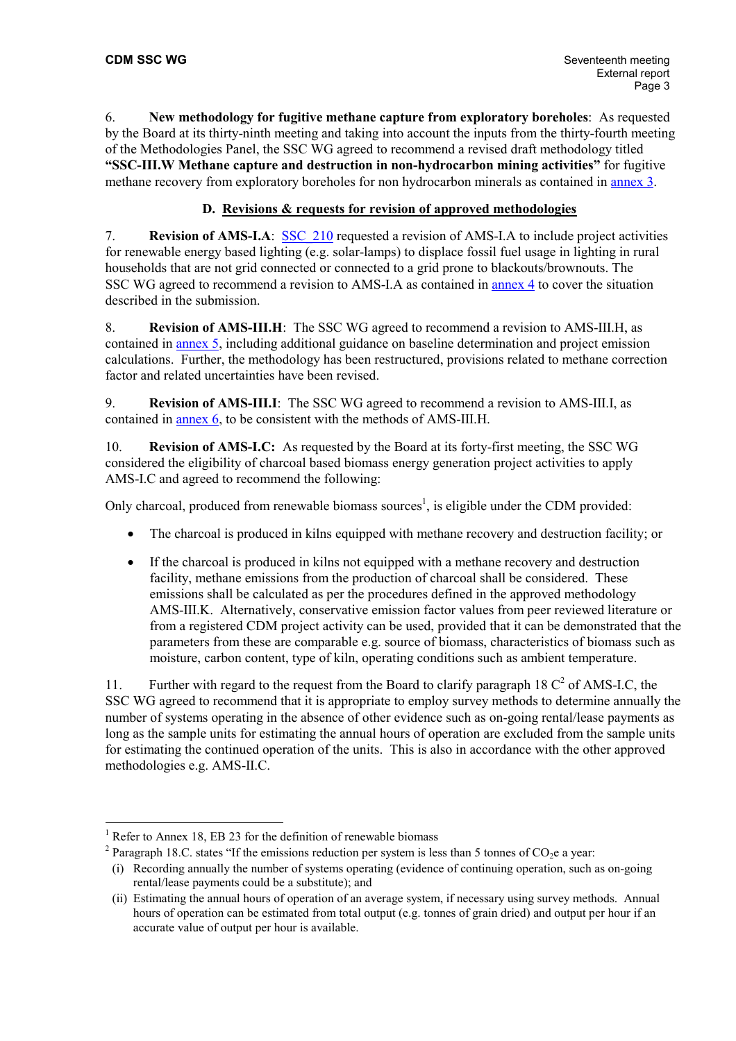6. **New methodology for fugitive methane capture from exploratory boreholes**: As requested by the Board at its thirty-ninth meeting and taking into account the inputs from the thirty-fourth meeting of the Methodologies Panel, the SSC WG agreed to recommend a revised draft methodology titled **"SSC-III.W Methane capture and destruction in non-hydrocarbon mining activities"** for fugitive methane recovery from exploratory boreholes for non hydrocarbon minerals as contained in annex 3.

## D. Revisions & requests for revision of approved methodologies

7. **Revision of AMS-I.A**: SSC_210 requested a revision of AMS-I.A to include project activities for renewable energy based lighting (e.g. solar-lamps) to displace fossil fuel usage in lighting in rural households that are not grid connected or connected to a grid prone to blackouts/brownouts. The SSC WG agreed to recommend a revision to AMS-I.A as contained in annex 4 to cover the situation described in the submission.

8. **Revision of AMS-III.H**: The SSC WG agreed to recommend a revision to AMS-III.H, as contained in annex 5, including additional guidance on baseline determination and project emission calculations. Further, the methodology has been restructured, provisions related to methane correction factor and related uncertainties have been revised.

9. **Revision of AMS-III.I**: The SSC WG agreed to recommend a revision to AMS-III.I, as contained in annex 6, to be consistent with the methods of AMS-III.H.

10. **Revision of AMS-I.C:** As requested by the Board at its forty-first meeting, the SSC WG considered the eligibility of charcoal based biomass energy generation project activities to apply AMS-I.C and agreed to recommend the following:

Only charcoal, produced from renewable biomass sources[1], is eligible under the CDM provided:

- The charcoal is produced in kilns equipped with methane recovery and destruction facility; or
- If the charcoal is produced in kilns not equipped with a methane recovery and destruction facility, methane emissions from the production of charcoal shall be considered. These emissions shall be calculated as per the procedures defined in the approved methodology AMS-III.K. Alternatively, conservative emission factor values from peer reviewed literature or from a registered CDM project activity can be used, provided that it can be demonstrated that the parameters from these are comparable e.g. source of biomass, characteristics of biomass such as moisture, carbon content, type of kiln, operating conditions such as ambient temperature.

11. Further with regard to the request from the Board to clarify paragraph 18 C[2] of AMS-I.C, the SSC WG agreed to recommend that it is appropriate to employ survey methods to determine annually the number of systems operating in the absence of other evidence such as on-going rental/lease payments as long as the sample units for estimating the annual hours of operation are excluded from the sample units for estimating the continued operation of the units. This is also in accordance with the other approved methodologies e.g. AMS-II.C.

---

[1] Refer to Annex 18, EB 23 for the definition of renewable biomass

[2] Paragraph 18.C. states "If the emissions reduction per system is less than 5 tonnes of $CO_2$e a year:

(i) Recording annually the number of systems operating (evidence of continuing operation, such as on-going rental/lease payments could be a substitute); and

(ii) Estimating the annual hours of operation of an average system, if necessary using survey methods. Annual hours of operation can be estimated from total output (e.g. tonnes of grain dried) and output per hour if an accurate value of output per hour is available.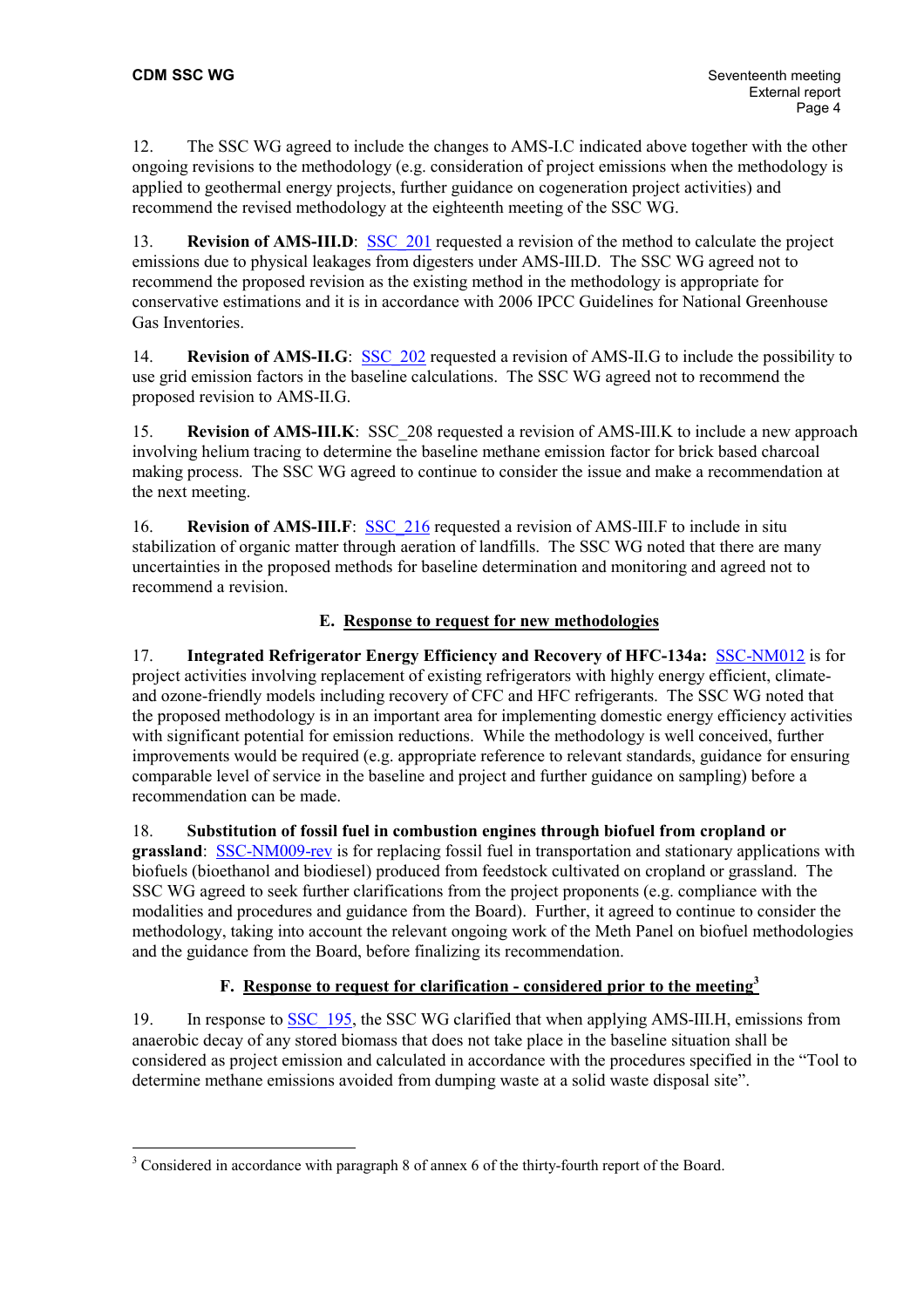12. The SSC WG agreed to include the changes to AMS-I.C indicated above together with the other ongoing revisions to the methodology (e.g. consideration of project emissions when the methodology is applied to geothermal energy projects, further guidance on cogeneration project activities) and recommend the revised methodology at the eighteenth meeting of the SSC WG.

13. **Revision of AMS-III.D**: SSC_201 requested a revision of the method to calculate the project emissions due to physical leakages from digesters under AMS-III.D. The SSC WG agreed not to recommend the proposed revision as the existing method in the methodology is appropriate for conservative estimations and it is in accordance with 2006 IPCC Guidelines for National Greenhouse Gas Inventories.

14. **Revision of AMS-II.G**: SSC_202 requested a revision of AMS-II.G to include the possibility to use grid emission factors in the baseline calculations. The SSC WG agreed not to recommend the proposed revision to AMS-II.G.

15. **Revision of AMS-III.K**: SSC_208 requested a revision of AMS-III.K to include a new approach involving helium tracing to determine the baseline methane emission factor for brick based charcoal making process. The SSC WG agreed to continue to consider the issue and make a recommendation at the next meeting.

16. **Revision of AMS-III.F**: SSC_216 requested a revision of AMS-III.F to include in situ stabilization of organic matter through aeration of landfills. The SSC WG noted that there are many uncertainties in the proposed methods for baseline determination and monitoring and agreed not to recommend a revision.

## E. Response to request for new methodologies

17. **Integrated Refrigerator Energy Efficiency and Recovery of HFC-134a:** SSC-NM012 is for project activities involving replacement of existing refrigerators with highly energy efficient, climate- and ozone-friendly models including recovery of CFC and HFC refrigerants. The SSC WG noted that the proposed methodology is in an important area for implementing domestic energy efficiency activities with significant potential for emission reductions. While the methodology is well conceived, further improvements would be required (e.g. appropriate reference to relevant standards, guidance for ensuring comparable level of service in the baseline and project and further guidance on sampling) before a recommendation can be made.

18. **Substitution of fossil fuel in combustion engines through biofuel from cropland or grassland**: SSC-NM009-rev is for replacing fossil fuel in transportation and stationary applications with biofuels (bioethanol and biodiesel) produced from feedstock cultivated on cropland or grassland. The SSC WG agreed to seek further clarifications from the project proponents (e.g. compliance with the modalities and procedures and guidance from the Board). Further, it agreed to continue to consider the methodology, taking into account the relevant ongoing work of the Meth Panel on biofuel methodologies and the guidance from the Board, before finalizing its recommendation.

## F. Response to request for clarification - considered prior to the meeting[3]

19. In response to SSC_195, the SSC WG clarified that when applying AMS-III.H, emissions from anaerobic decay of any stored biomass that does not take place in the baseline situation shall be considered as project emission and calculated in accordance with the procedures specified in the "Tool to determine methane emissions avoided from dumping waste at a solid waste disposal site".

[3] Considered in accordance with paragraph 8 of annex 6 of the thirty-fourth report of the Board.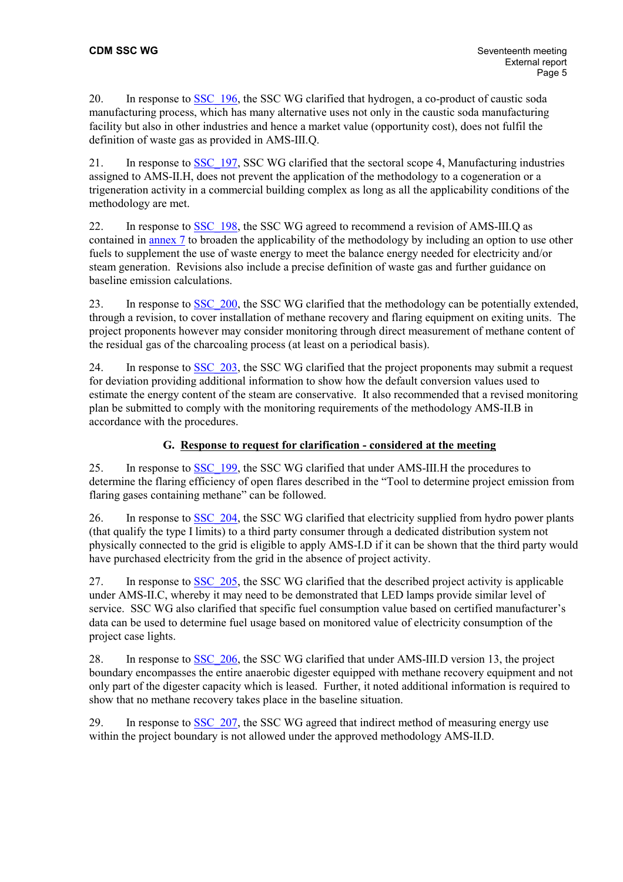20. In response to SSC_196, the SSC WG clarified that hydrogen, a co-product of caustic soda manufacturing process, which has many alternative uses not only in the caustic soda manufacturing facility but also in other industries and hence a market value (opportunity cost), does not fulfil the definition of waste gas as provided in AMS-III.Q.

21. In response to SSC_197, SSC WG clarified that the sectoral scope 4, Manufacturing industries assigned to AMS-II.H, does not prevent the application of the methodology to a cogeneration or a trigeneration activity in a commercial building complex as long as all the applicability conditions of the methodology are met.

22. In response to SSC_198, the SSC WG agreed to recommend a revision of AMS-III.Q as contained in annex 7 to broaden the applicability of the methodology by including an option to use other fuels to supplement the use of waste energy to meet the balance energy needed for electricity and/or steam generation. Revisions also include a precise definition of waste gas and further guidance on baseline emission calculations.

23. In response to SSC_200, the SSC WG clarified that the methodology can be potentially extended, through a revision, to cover installation of methane recovery and flaring equipment on exiting units. The project proponents however may consider monitoring through direct measurement of methane content of the residual gas of the charcoaling process (at least on a periodical basis).

24. In response to SSC_203, the SSC WG clarified that the project proponents may submit a request for deviation providing additional information to show how the default conversion values used to estimate the energy content of the steam are conservative. It also recommended that a revised monitoring plan be submitted to comply with the monitoring requirements of the methodology AMS-II.B in accordance with the procedures.

### G. Response to request for clarification - considered at the meeting

25. In response to SSC_199, the SSC WG clarified that under AMS-III.H the procedures to determine the flaring efficiency of open flares described in the "Tool to determine project emission from flaring gases containing methane" can be followed.

26. In response to SSC_204, the SSC WG clarified that electricity supplied from hydro power plants (that qualify the type I limits) to a third party consumer through a dedicated distribution system not physically connected to the grid is eligible to apply AMS-I.D if it can be shown that the third party would have purchased electricity from the grid in the absence of project activity.

27. In response to SSC_205, the SSC WG clarified that the described project activity is applicable under AMS-II.C, whereby it may need to be demonstrated that LED lamps provide similar level of service. SSC WG also clarified that specific fuel consumption value based on certified manufacturer's data can be used to determine fuel usage based on monitored value of electricity consumption of the project case lights.

28. In response to SSC_206, the SSC WG clarified that under AMS-III.D version 13, the project boundary encompasses the entire anaerobic digester equipped with methane recovery equipment and not only part of the digester capacity which is leased. Further, it noted additional information is required to show that no methane recovery takes place in the baseline situation.

29. In response to SSC_207, the SSC WG agreed that indirect method of measuring energy use within the project boundary is not allowed under the approved methodology AMS-II.D.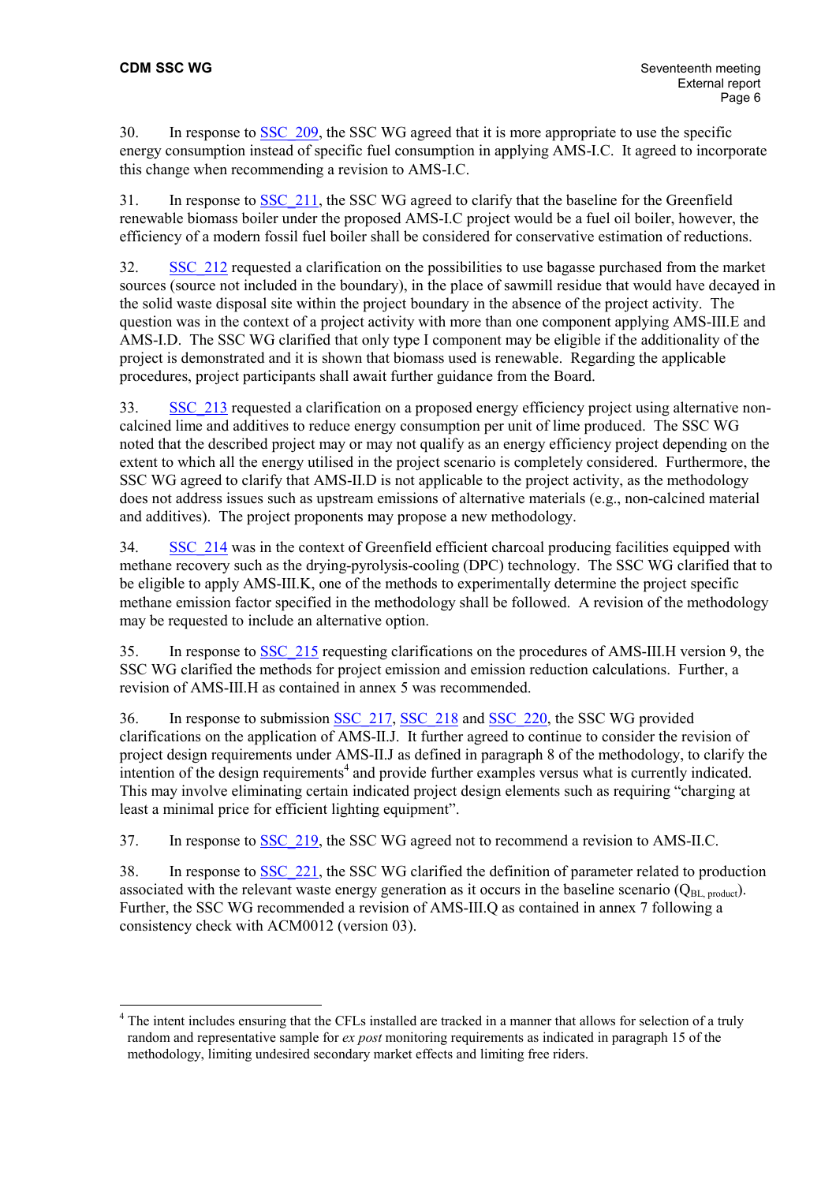30. In response to SSC_209, the SSC WG agreed that it is more appropriate to use the specific energy consumption instead of specific fuel consumption in applying AMS-I.C. It agreed to incorporate this change when recommending a revision to AMS-I.C.

31. In response to SSC_211, the SSC WG agreed to clarify that the baseline for the Greenfield renewable biomass boiler under the proposed AMS-I.C project would be a fuel oil boiler, however, the efficiency of a modern fossil fuel boiler shall be considered for conservative estimation of reductions.

32. SSC_212 requested a clarification on the possibilities to use bagasse purchased from the market sources (source not included in the boundary), in the place of sawmill residue that would have decayed in the solid waste disposal site within the project boundary in the absence of the project activity. The question was in the context of a project activity with more than one component applying AMS-III.E and AMS-I.D. The SSC WG clarified that only type I component may be eligible if the additionality of the project is demonstrated and it is shown that biomass used is renewable. Regarding the applicable procedures, project participants shall await further guidance from the Board.

33. SSC_213 requested a clarification on a proposed energy efficiency project using alternative non-calcined lime and additives to reduce energy consumption per unit of lime produced. The SSC WG noted that the described project may or may not qualify as an energy efficiency project depending on the extent to which all the energy utilised in the project scenario is completely considered. Furthermore, the SSC WG agreed to clarify that AMS-II.D is not applicable to the project activity, as the methodology does not address issues such as upstream emissions of alternative materials (e.g., non-calcined material and additives). The project proponents may propose a new methodology.

34. SSC_214 was in the context of Greenfield efficient charcoal producing facilities equipped with methane recovery such as the drying-pyrolysis-cooling (DPC) technology. The SSC WG clarified that to be eligible to apply AMS-III.K, one of the methods to experimentally determine the project specific methane emission factor specified in the methodology shall be followed. A revision of the methodology may be requested to include an alternative option.

35. In response to SSC_215 requesting clarifications on the procedures of AMS-III.H version 9, the SSC WG clarified the methods for project emission and emission reduction calculations. Further, a revision of AMS-III.H as contained in annex 5 was recommended.

36. In response to submission SSC_217, SSC_218 and SSC_220, the SSC WG provided clarifications on the application of AMS-II.J. It further agreed to continue to consider the revision of project design requirements under AMS-II.J as defined in paragraph 8 of the methodology, to clarify the intention of the design requirements[4] and provide further examples versus what is currently indicated. This may involve eliminating certain indicated project design elements such as requiring "charging at least a minimal price for efficient lighting equipment".

37. In response to SSC_219, the SSC WG agreed not to recommend a revision to AMS-II.C.

38. In response to SSC_221, the SSC WG clarified the definition of parameter related to production associated with the relevant waste energy generation as it occurs in the baseline scenario ($Q_{BL,\ product}$). Further, the SSC WG recommended a revision of AMS-III.Q as contained in annex 7 following a consistency check with ACM0012 (version 03).

---

[4] The intent includes ensuring that the CFLs installed are tracked in a manner that allows for selection of a truly random and representative sample for *ex post* monitoring requirements as indicated in paragraph 15 of the methodology, limiting undesired secondary market effects and limiting free riders.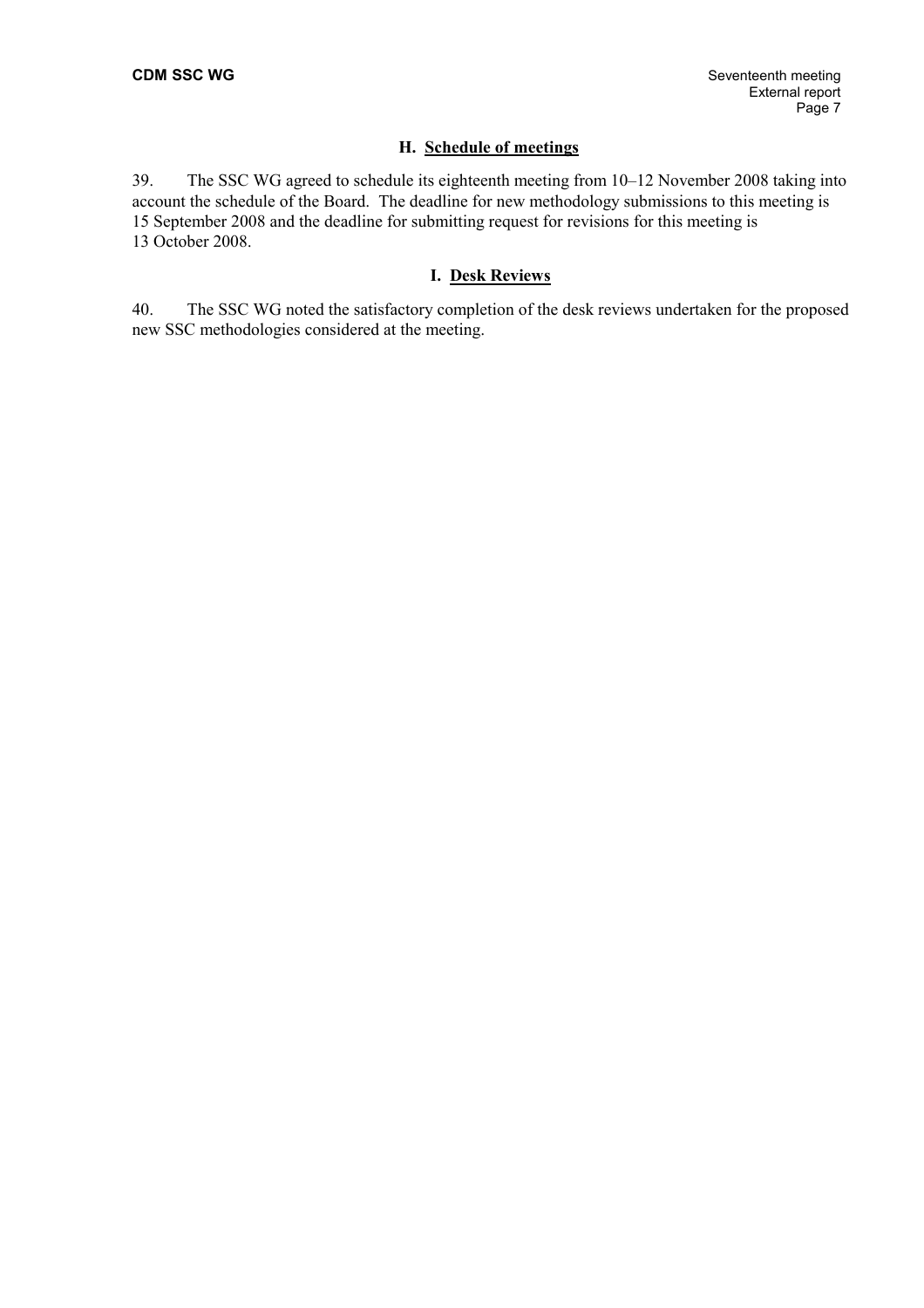## H. Schedule of meetings

39. The SSC WG agreed to schedule its eighteenth meeting from 10–12 November 2008 taking into account the schedule of the Board. The deadline for new methodology submissions to this meeting is 15 September 2008 and the deadline for submitting request for revisions for this meeting is 13 October 2008.

## I. Desk Reviews

40. The SSC WG noted the satisfactory completion of the desk reviews undertaken for the proposed new SSC methodologies considered at the meeting.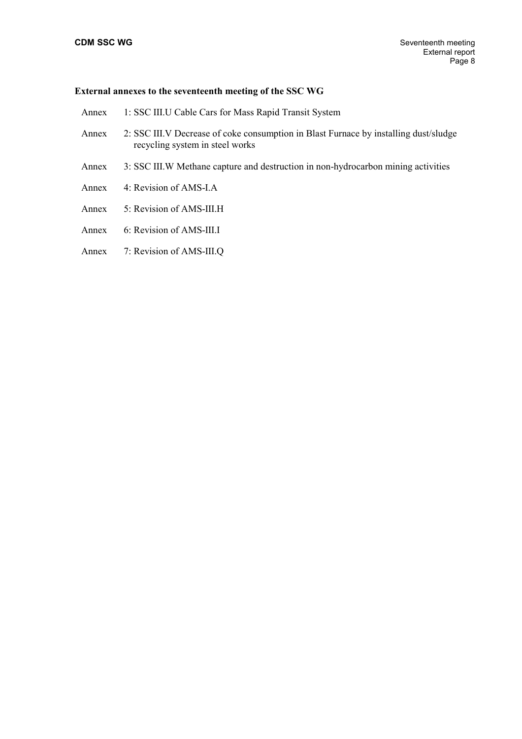**External annexes to the seventeenth meeting of the SSC WG**

Annex 1: SSC III.U Cable Cars for Mass Rapid Transit System

Annex 2: SSC III.V Decrease of coke consumption in Blast Furnace by installing dust/sludge recycling system in steel works

Annex 3: SSC III.W Methane capture and destruction in non-hydrocarbon mining activities

Annex 4: Revision of AMS-I.A

Annex 5: Revision of AMS-III.H

Annex 6: Revision of AMS-III.I

Annex 7: Revision of AMS-III.Q